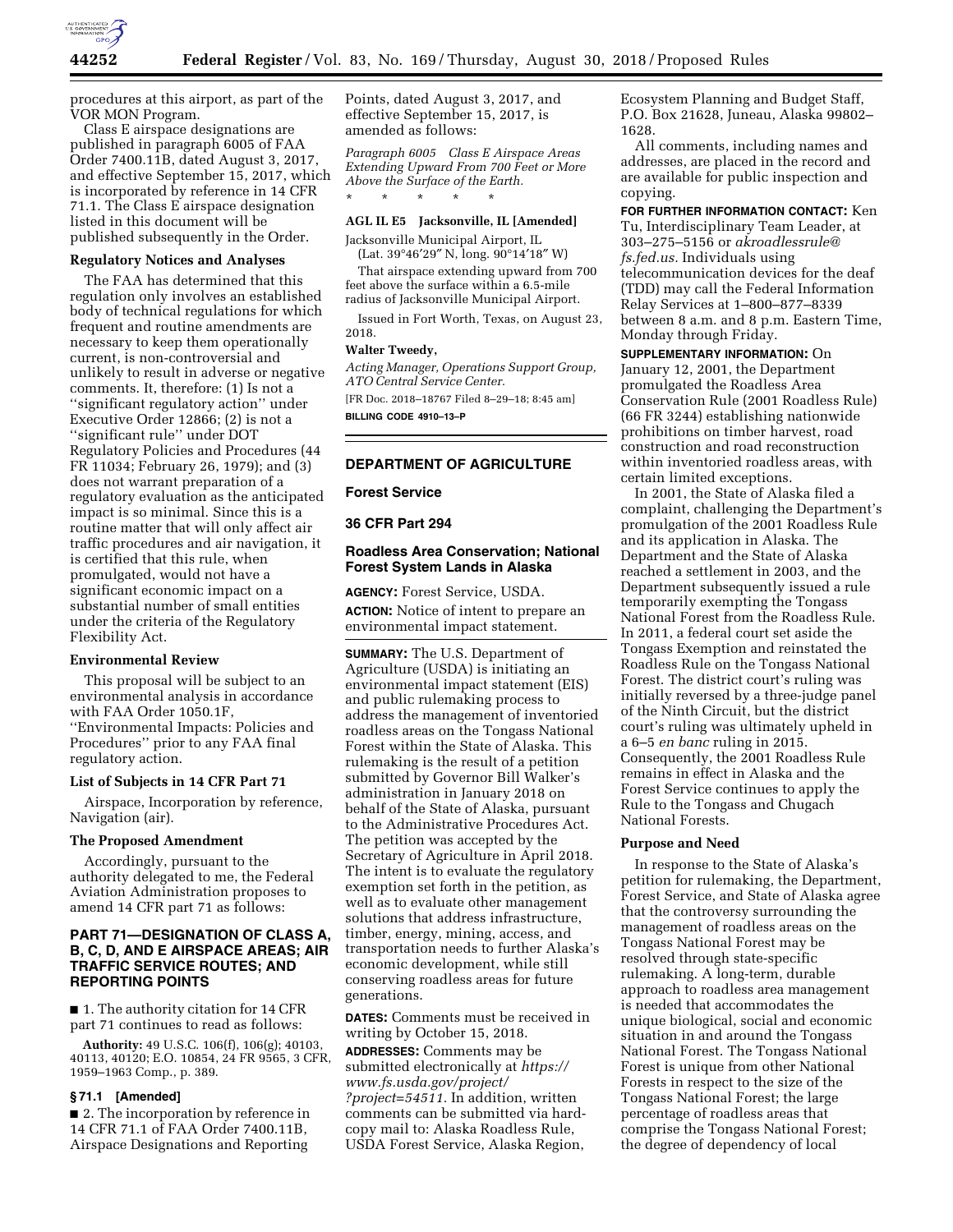procedures at this airport, as part of the VOR MON Program.

Class E airspace designations are published in paragraph 6005 of FAA Order 7400.11B, dated August 3, 2017, and effective September 15, 2017, which is incorporated by reference in 14 CFR 71.1. The Class E airspace designation listed in this document will be published subsequently in the Order.

### Regulatory Notices and Analyses

The FAA has determined that this regulation only involves an established body of technical regulations for which frequent and routine amendments are necessary to keep them operationally current, is non-controversial and unlikely to result in adverse or negative comments. It, therefore: (1) Is not a ''significant regulatory action'' under Executive Order 12866; (2) is not a ''significant rule'' under DOT Regulatory Policies and Procedures (44 FR 11034; February 26, 1979); and (3) does not warrant preparation of a regulatory evaluation as the anticipated impact is so minimal. Since this is a routine matter that will only affect air traffic procedures and air navigation, it is certified that this rule, when promulgated, would not have a significant economic impact on a substantial number of small entities under the criteria of the Regulatory Flexibility Act.

### Environmental Review

This proposal will be subject to an environmental analysis in accordance with FAA Order 1050.1F, ''Environmental Impacts: Policies and Procedures'' prior to any FAA final regulatory action.

### List of Subjects in 14 CFR Part 71

Airspace, Incorporation by reference, Navigation (air).

### The Proposed Amendment

Accordingly, pursuant to the authority delegated to me, the Federal Aviation Administration proposes to amend 14 CFR part 71 as follows:

## PART 71—DESIGNATION OF CLASS A, B, C, D, AND E AIRSPACE AREAS; AIR TRAFFIC SERVICE ROUTES; AND REPORTING POINTS

■ 1. The authority citation for 14 CFR part 71 continues to read as follows:

**Authority:** 49 U.S.C. 106(f), 106(g); 40103, 40113, 40120; E.O. 10854, 24 FR 9565, 3 CFR, 1959–1963 Comp., p. 389.

### § 71.1 [Amended]

■ 2. The incorporation by reference in 14 CFR 71.1 of FAA Order 7400.11B, Airspace Designations and Reporting Points, dated August 3, 2017, and effective September 15, 2017, is amended as follows:

*Paragraph 6005 Class E Airspace Areas Extending Upward From 700 Feet or More Above the Surface of the Earth.*

\* \* \* \* \*

**AGL IL E5 Jacksonville, IL [Amended]**

Jacksonville Municipal Airport, IL
(Lat. 39°46′29″ N, long. 90°14′18″ W)

That airspace extending upward from 700 feet above the surface within a 6.5-mile radius of Jacksonville Municipal Airport.

Issued in Fort Worth, Texas, on August 23, 2018.

**Walter Tweedy,**

*Acting Manager, Operations Support Group, ATO Central Service Center.*

[FR Doc. 2018–18767 Filed 8–29–18; 8:45 am]

**BILLING CODE 4910–13–P**

## DEPARTMENT OF AGRICULTURE

## Forest Service

## 36 CFR Part 294

## Roadless Area Conservation; National Forest System Lands in Alaska

**AGENCY:** Forest Service, USDA.

**ACTION:** Notice of intent to prepare an environmental impact statement.

**SUMMARY:** The U.S. Department of Agriculture (USDA) is initiating an environmental impact statement (EIS) and public rulemaking process to address the management of inventoried roadless areas on the Tongass National Forest within the State of Alaska. This rulemaking is the result of a petition submitted by Governor Bill Walker's administration in January 2018 on behalf of the State of Alaska, pursuant to the Administrative Procedures Act. The petition was accepted by the Secretary of Agriculture in April 2018. The intent is to evaluate the regulatory exemption set forth in the petition, as well as to evaluate other management solutions that address infrastructure, timber, energy, mining, access, and transportation needs to further Alaska's economic development, while still conserving roadless areas for future generations.

**DATES:** Comments must be received in writing by October 15, 2018.

**ADDRESSES:** Comments may be submitted electronically at *https://www.fs.usda.gov/project/?project=54511.* In addition, written comments can be submitted via hard-copy mail to: Alaska Roadless Rule, USDA Forest Service, Alaska Region, Ecosystem Planning and Budget Staff, P.O. Box 21628, Juneau, Alaska 99802–1628.

All comments, including names and addresses, are placed in the record and are available for public inspection and copying.

**FOR FURTHER INFORMATION CONTACT:** Ken Tu, Interdisciplinary Team Leader, at 303–275–5156 or *akroadlessrule@fs.fed.us.* Individuals using telecommunication devices for the deaf (TDD) may call the Federal Information Relay Services at 1–800–877–8339 between 8 a.m. and 8 p.m. Eastern Time, Monday through Friday.

**SUPPLEMENTARY INFORMATION:** On January 12, 2001, the Department promulgated the Roadless Area Conservation Rule (2001 Roadless Rule) (66 FR 3244) establishing nationwide prohibitions on timber harvest, road construction and road reconstruction within inventoried roadless areas, with certain limited exceptions.

In 2001, the State of Alaska filed a complaint, challenging the Department's promulgation of the 2001 Roadless Rule and its application in Alaska. The Department and the State of Alaska reached a settlement in 2003, and the Department subsequently issued a rule temporarily exempting the Tongass National Forest from the Roadless Rule. In 2011, a federal court set aside the Tongass Exemption and reinstated the Roadless Rule on the Tongass National Forest. The district court's ruling was initially reversed by a three-judge panel of the Ninth Circuit, but the district court's ruling was ultimately upheld in a 6–5 *en banc* ruling in 2015. Consequently, the 2001 Roadless Rule remains in effect in Alaska and the Forest Service continues to apply the Rule to the Tongass and Chugach National Forests.

### Purpose and Need

In response to the State of Alaska's petition for rulemaking, the Department, Forest Service, and State of Alaska agree that the controversy surrounding the management of roadless areas on the Tongass National Forest may be resolved through state-specific rulemaking. A long-term, durable approach to roadless area management is needed that accommodates the unique biological, social and economic situation in and around the Tongass National Forest. The Tongass National Forest is unique from other National Forests in respect to the size of the Tongass National Forest; the large percentage of roadless areas that comprise the Tongass National Forest; the degree of dependency of local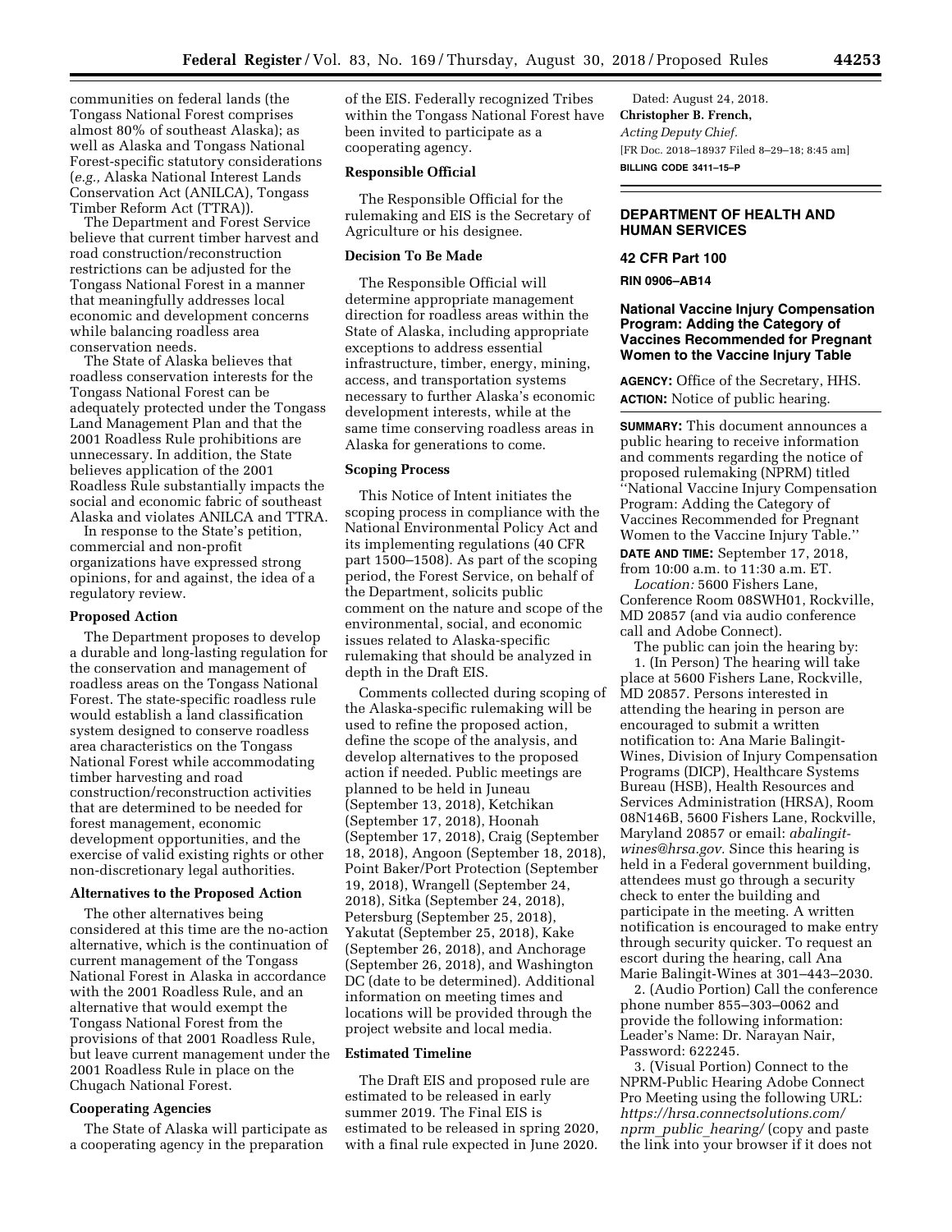communities on federal lands (the Tongass National Forest comprises almost 80% of southeast Alaska); as well as Alaska and Tongass National Forest-specific statutory considerations (*e.g.,* Alaska National Interest Lands Conservation Act (ANILCA), Tongass Timber Reform Act (TTRA)).

The Department and Forest Service believe that current timber harvest and road construction/reconstruction restrictions can be adjusted for the Tongass National Forest in a manner that meaningfully addresses local economic and development concerns while balancing roadless area conservation needs.

The State of Alaska believes that roadless conservation interests for the Tongass National Forest can be adequately protected under the Tongass Land Management Plan and that the 2001 Roadless Rule prohibitions are unnecessary. In addition, the State believes application of the 2001 Roadless Rule substantially impacts the social and economic fabric of southeast Alaska and violates ANILCA and TTRA.

In response to the State's petition, commercial and non-profit organizations have expressed strong opinions, for and against, the idea of a regulatory review.

**Proposed Action**

The Department proposes to develop a durable and long-lasting regulation for the conservation and management of roadless areas on the Tongass National Forest. The state-specific roadless rule would establish a land classification system designed to conserve roadless area characteristics on the Tongass National Forest while accommodating timber harvesting and road construction/reconstruction activities that are determined to be needed for forest management, economic development opportunities, and the exercise of valid existing rights or other non-discretionary legal authorities.

**Alternatives to the Proposed Action**

The other alternatives being considered at this time are the no-action alternative, which is the continuation of current management of the Tongass National Forest in Alaska in accordance with the 2001 Roadless Rule, and an alternative that would exempt the Tongass National Forest from the provisions of that 2001 Roadless Rule, but leave current management under the 2001 Roadless Rule in place on the Chugach National Forest.

**Cooperating Agencies**

The State of Alaska will participate as a cooperating agency in the preparation of the EIS. Federally recognized Tribes within the Tongass National Forest have been invited to participate as a cooperating agency.

**Responsible Official**

The Responsible Official for the rulemaking and EIS is the Secretary of Agriculture or his designee.

**Decision To Be Made**

The Responsible Official will determine appropriate management direction for roadless areas within the State of Alaska, including appropriate exceptions to address essential infrastructure, timber, energy, mining, access, and transportation systems necessary to further Alaska's economic development interests, while at the same time conserving roadless areas in Alaska for generations to come.

**Scoping Process**

This Notice of Intent initiates the scoping process in compliance with the National Environmental Policy Act and its implementing regulations (40 CFR part 1500–1508). As part of the scoping period, the Forest Service, on behalf of the Department, solicits public comment on the nature and scope of the environmental, social, and economic issues related to Alaska-specific rulemaking that should be analyzed in depth in the Draft EIS.

Comments collected during scoping of the Alaska-specific rulemaking will be used to refine the proposed action, define the scope of the analysis, and develop alternatives to the proposed action if needed. Public meetings are planned to be held in Juneau (September 13, 2018), Ketchikan (September 17, 2018), Hoonah (September 17, 2018), Craig (September 18, 2018), Angoon (September 18, 2018), Point Baker/Port Protection (September 19, 2018), Wrangell (September 24, 2018), Sitka (September 24, 2018), Petersburg (September 25, 2018), Yakutat (September 25, 2018), Kake (September 26, 2018), and Anchorage (September 26, 2018), and Washington DC (date to be determined). Additional information on meeting times and locations will be provided through the project website and local media.

**Estimated Timeline**

The Draft EIS and proposed rule are estimated to be released in early summer 2019. The Final EIS is estimated to be released in spring 2020, with a final rule expected in June 2020.

Dated: August 24, 2018.

**Christopher B. French,**

*Acting Deputy Chief.*

[FR Doc. 2018–18937 Filed 8–29–18; 8:45 am]

**BILLING CODE 3411–15–P**

---

**DEPARTMENT OF HEALTH AND HUMAN SERVICES**

**42 CFR Part 100**

**RIN 0906–AB14**

## National Vaccine Injury Compensation Program: Adding the Category of Vaccines Recommended for Pregnant Women to the Vaccine Injury Table

**AGENCY:** Office of the Secretary, HHS.

**ACTION:** Notice of public hearing.

**SUMMARY:** This document announces a public hearing to receive information and comments regarding the notice of proposed rulemaking (NPRM) titled ''National Vaccine Injury Compensation Program: Adding the Category of Vaccines Recommended for Pregnant Women to the Vaccine Injury Table.''

**DATE AND TIME:** September 17, 2018, from 10:00 a.m. to 11:30 a.m. ET.

*Location:* 5600 Fishers Lane, Conference Room 08SWH01, Rockville, MD 20857 (and via audio conference call and Adobe Connect).

The public can join the hearing by:

1. (In Person) The hearing will take place at 5600 Fishers Lane, Rockville, MD 20857. Persons interested in attending the hearing in person are encouraged to submit a written notification to: Ana Marie Balingit-Wines, Division of Injury Compensation Programs (DICP), Healthcare Systems Bureau (HSB), Health Resources and Services Administration (HRSA), Room 08N146B, 5600 Fishers Lane, Rockville, Maryland 20857 or email: *abalingit-wines@hrsa.gov.* Since this hearing is held in a Federal government building, attendees must go through a security check to enter the building and participate in the meeting. A written notification is encouraged to make entry through security quicker. To request an escort during the hearing, call Ana Marie Balingit-Wines at 301–443–2030.

2. (Audio Portion) Call the conference phone number 855–303–0062 and provide the following information: Leader's Name: Dr. Narayan Nair, Password: 622245.

3. (Visual Portion) Connect to the NPRM-Public Hearing Adobe Connect Pro Meeting using the following URL: *https://hrsa.connectsolutions.com/nprm_public_hearing/* (copy and paste the link into your browser if it does not